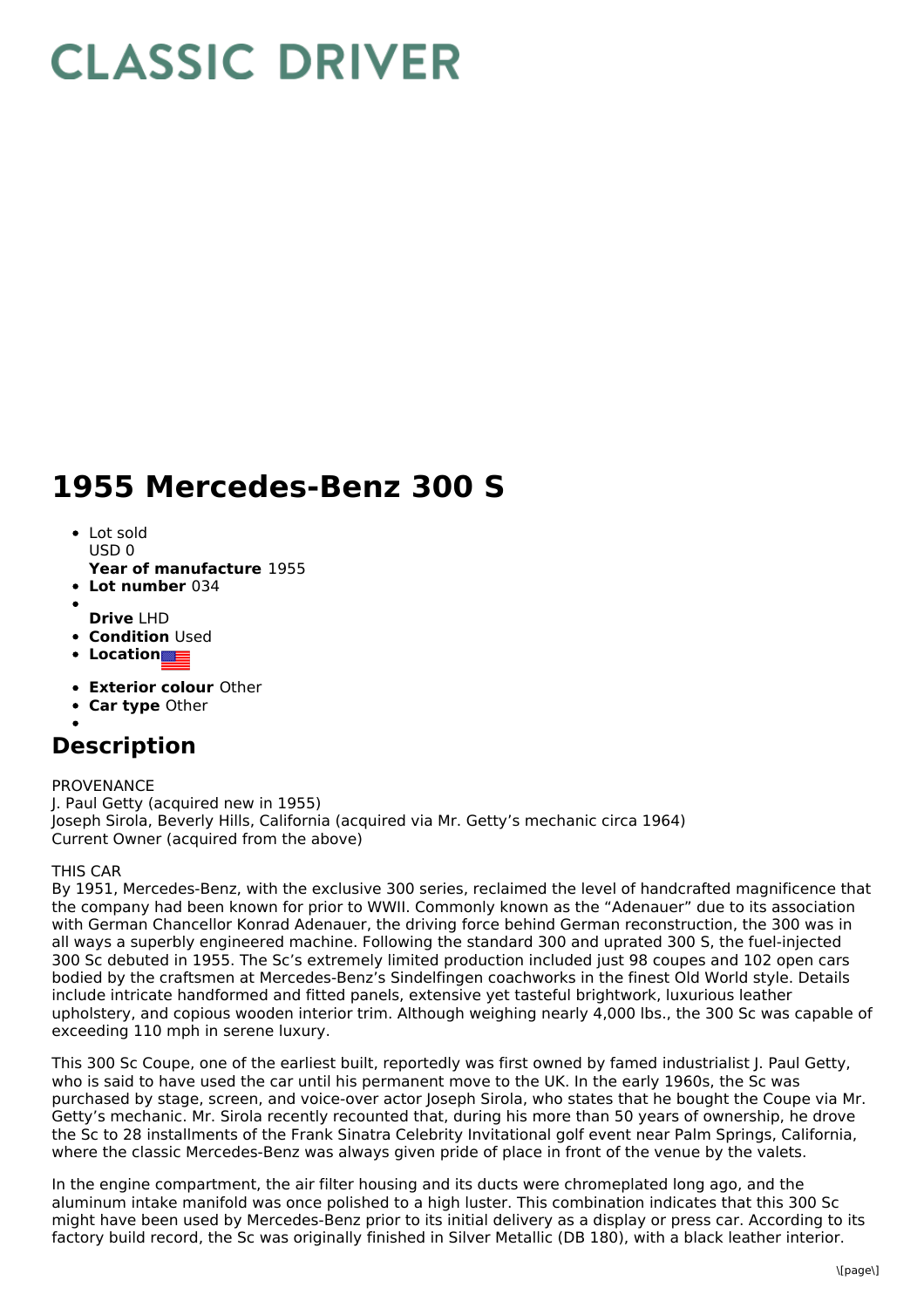# CLASSIC DRIVER

# 1955 Mercedes-Benz 300 S

- Lot sold
  USD 0
  **Year of manufacture** 1955
- **Lot number** 034
- 
  **Drive** LHD
- **Condition** Used
- **Location**
- **Exterior colour** Other
- **Car type** Other
- 

## Description

PROVENANCE
J. Paul Getty (acquired new in 1955)
Joseph Sirola, Beverly Hills, California (acquired via Mr. Getty's mechanic circa 1964)
Current Owner (acquired from the above)

THIS CAR
By 1951, Mercedes-Benz, with the exclusive 300 series, reclaimed the level of handcrafted magnificence that the company had been known for prior to WWII. Commonly known as the "Adenauer" due to its association with German Chancellor Konrad Adenauer, the driving force behind German reconstruction, the 300 was in all ways a superbly engineered machine. Following the standard 300 and uprated 300 S, the fuel-injected 300 Sc debuted in 1955. The Sc's extremely limited production included just 98 coupes and 102 open cars bodied by the craftsmen at Mercedes-Benz's Sindelfingen coachworks in the finest Old World style. Details include intricate handformed and fitted panels, extensive yet tasteful brightwork, luxurious leather upholstery, and copious wooden interior trim. Although weighing nearly 4,000 lbs., the 300 Sc was capable of exceeding 110 mph in serene luxury.

This 300 Sc Coupe, one of the earliest built, reportedly was first owned by famed industrialist J. Paul Getty, who is said to have used the car until his permanent move to the UK. In the early 1960s, the Sc was purchased by stage, screen, and voice-over actor Joseph Sirola, who states that he bought the Coupe via Mr. Getty's mechanic. Mr. Sirola recently recounted that, during his more than 50 years of ownership, he drove the Sc to 28 installments of the Frank Sinatra Celebrity Invitational golf event near Palm Springs, California, where the classic Mercedes-Benz was always given pride of place in front of the venue by the valets.

In the engine compartment, the air filter housing and its ducts were chromeplated long ago, and the aluminum intake manifold was once polished to a high luster. This combination indicates that this 300 Sc might have been used by Mercedes-Benz prior to its initial delivery as a display or press car. According to its factory build record, the Sc was originally finished in Silver Metallic (DB 180), with a black leather interior.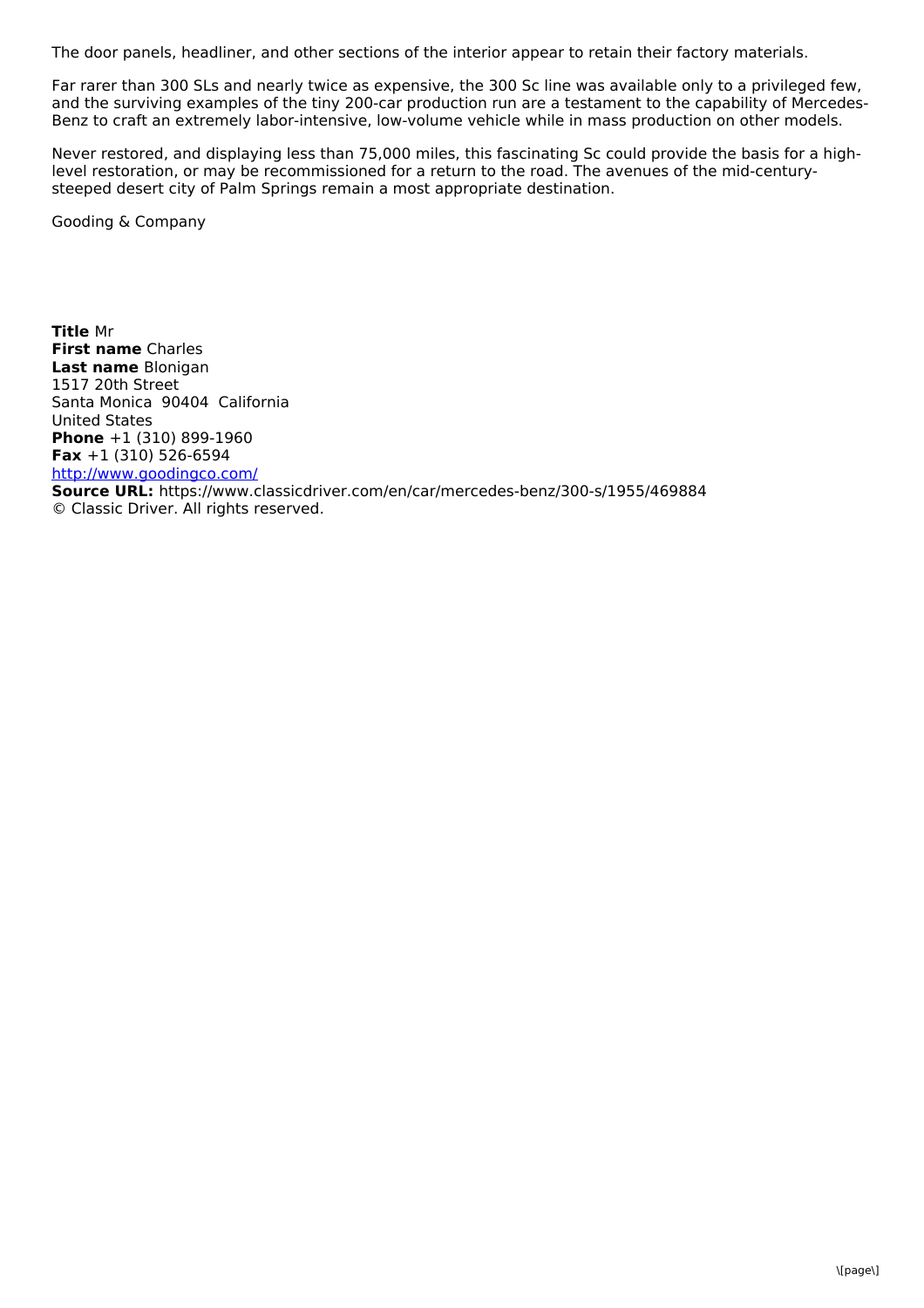The door panels, headliner, and other sections of the interior appear to retain their factory materials.

Far rarer than 300 SLs and nearly twice as expensive, the 300 Sc line was available only to a privileged few, and the surviving examples of the tiny 200-car production run are a testament to the capability of Mercedes-Benz to craft an extremely labor-intensive, low-volume vehicle while in mass production on other models.

Never restored, and displaying less than 75,000 miles, this fascinating Sc could provide the basis for a high-level restoration, or may be recommissioned for a return to the road. The avenues of the mid-century-steeped desert city of Palm Springs remain a most appropriate destination.

Gooding & Company

**Title** Mr
**First name** Charles
**Last name** Blonigan
1517 20th Street
Santa Monica 90404 California
United States
**Phone** +1 (310) 899-1960
**Fax** +1 (310) 526-6594
[http://www.goodingco.com/](http://www.goodingco.com/)
**Source URL:** https://www.classicdriver.com/en/car/mercedes-benz/300-s/1955/469884
© Classic Driver. All rights reserved.